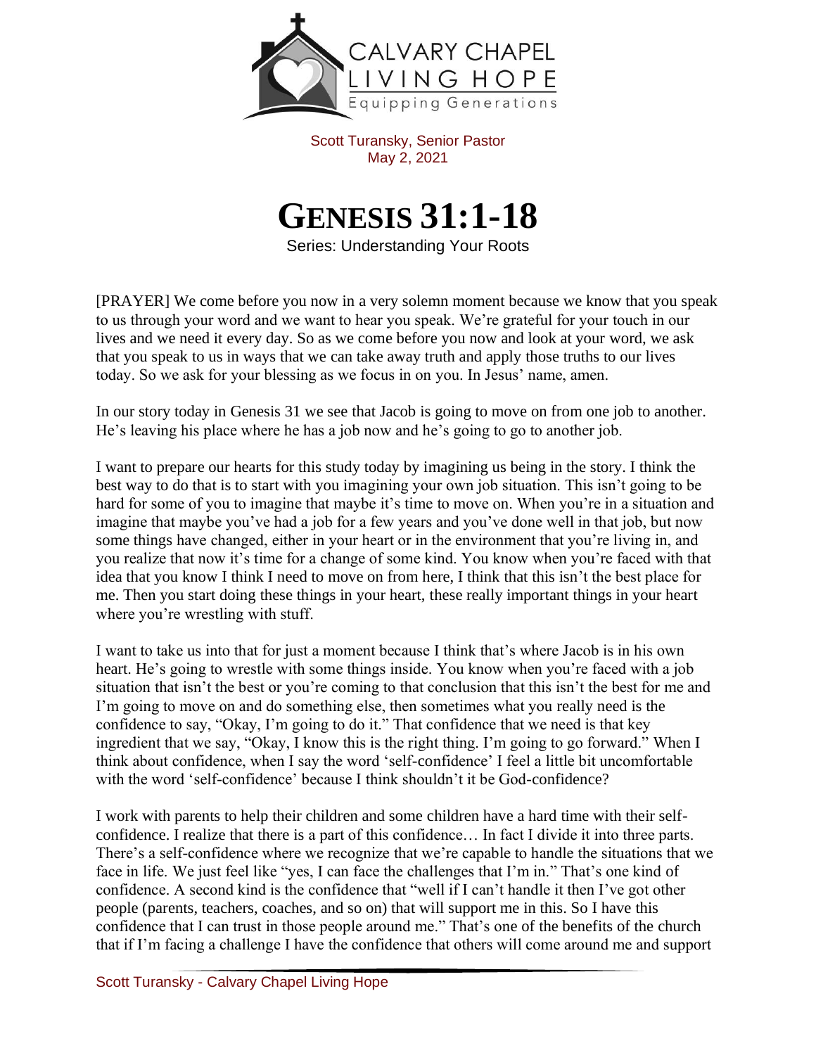CALVARY CHAPEL LIVING HOPE
Equipping Generations

Scott Turansky, Senior Pastor
May 2, 2021

# GENESIS 31:1-18

Series: Understanding Your Roots

[PRAYER] We come before you now in a very solemn moment because we know that you speak to us through your word and we want to hear you speak. We're grateful for your touch in our lives and we need it every day. So as we come before you now and look at your word, we ask that you speak to us in ways that we can take away truth and apply those truths to our lives today. So we ask for your blessing as we focus in on you. In Jesus' name, amen.

In our story today in Genesis 31 we see that Jacob is going to move on from one job to another. He's leaving his place where he has a job now and he's going to go to another job.

I want to prepare our hearts for this study today by imagining us being in the story. I think the best way to do that is to start with you imagining your own job situation. This isn't going to be hard for some of you to imagine that maybe it's time to move on. When you're in a situation and imagine that maybe you've had a job for a few years and you've done well in that job, but now some things have changed, either in your heart or in the environment that you're living in, and you realize that now it's time for a change of some kind. You know when you're faced with that idea that you know I think I need to move on from here, I think that this isn't the best place for me. Then you start doing these things in your heart, these really important things in your heart where you're wrestling with stuff.

I want to take us into that for just a moment because I think that's where Jacob is in his own heart. He's going to wrestle with some things inside. You know when you're faced with a job situation that isn't the best or you're coming to that conclusion that this isn't the best for me and I'm going to move on and do something else, then sometimes what you really need is the confidence to say, "Okay, I'm going to do it." That confidence that we need is that key ingredient that we say, "Okay, I know this is the right thing. I'm going to go forward." When I think about confidence, when I say the word 'self-confidence' I feel a little bit uncomfortable with the word 'self-confidence' because I think shouldn't it be God-confidence?

I work with parents to help their children and some children have a hard time with their self-confidence. I realize that there is a part of this confidence… In fact I divide it into three parts. There's a self-confidence where we recognize that we're capable to handle the situations that we face in life. We just feel like "yes, I can face the challenges that I'm in." That's one kind of confidence. A second kind is the confidence that "well if I can't handle it then I've got other people (parents, teachers, coaches, and so on) that will support me in this. So I have this confidence that I can trust in those people around me." That's one of the benefits of the church that if I'm facing a challenge I have the confidence that others will come around me and support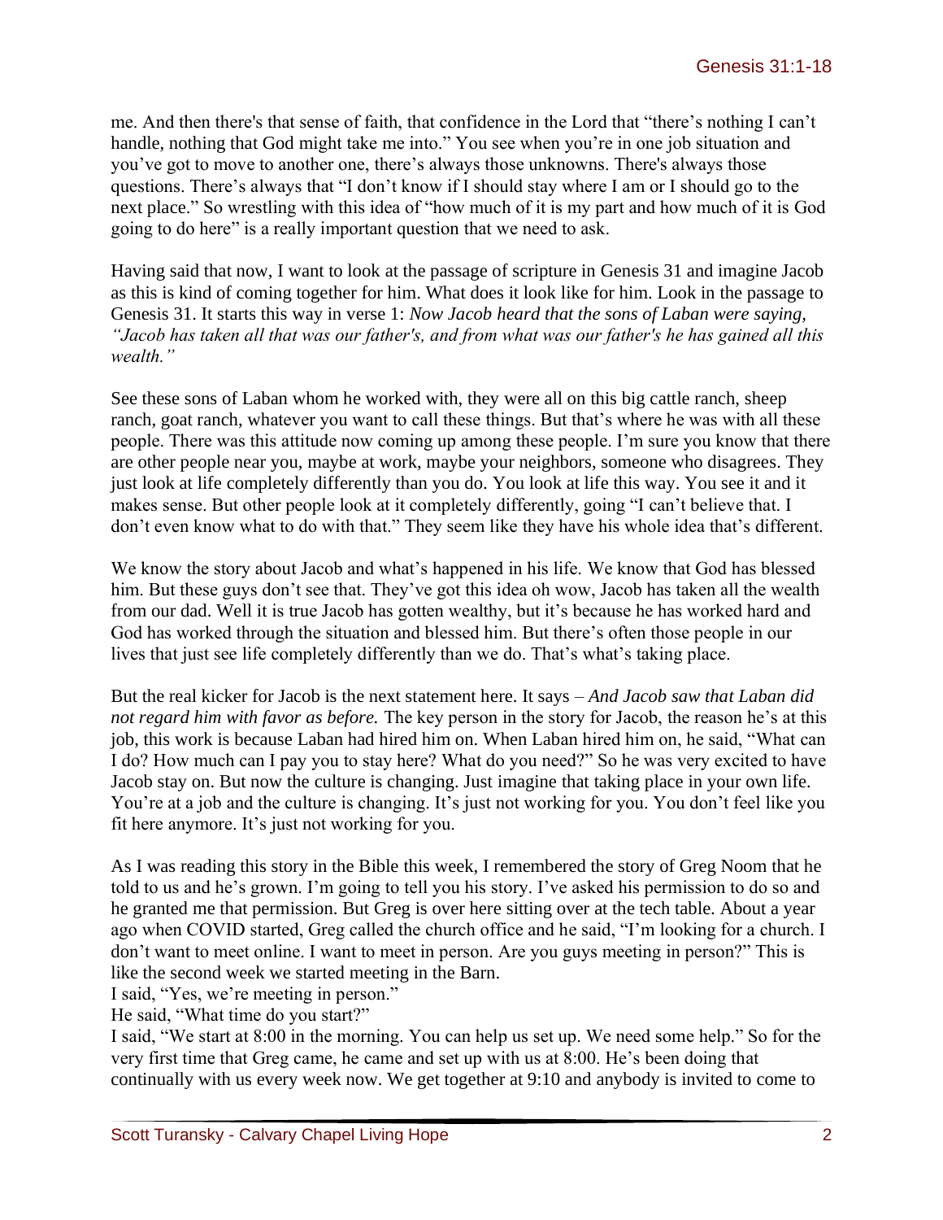me. And then there's that sense of faith, that confidence in the Lord that "there's nothing I can't handle, nothing that God might take me into." You see when you're in one job situation and you've got to move to another one, there's always those unknowns. There's always those questions. There's always that "I don't know if I should stay where I am or I should go to the next place." So wrestling with this idea of "how much of it is my part and how much of it is God going to do here" is a really important question that we need to ask.

Having said that now, I want to look at the passage of scripture in Genesis 31 and imagine Jacob as this is kind of coming together for him. What does it look like for him. Look in the passage to Genesis 31. It starts this way in verse 1: *Now Jacob heard that the sons of Laban were saying, "Jacob has taken all that was our father's, and from what was our father's he has gained all this wealth."*

See these sons of Laban whom he worked with, they were all on this big cattle ranch, sheep ranch, goat ranch, whatever you want to call these things. But that's where he was with all these people. There was this attitude now coming up among these people. I'm sure you know that there are other people near you, maybe at work, maybe your neighbors, someone who disagrees. They just look at life completely differently than you do. You look at life this way. You see it and it makes sense. But other people look at it completely differently, going "I can't believe that. I don't even know what to do with that." They seem like they have his whole idea that's different.

We know the story about Jacob and what's happened in his life. We know that God has blessed him. But these guys don't see that. They've got this idea oh wow, Jacob has taken all the wealth from our dad. Well it is true Jacob has gotten wealthy, but it's because he has worked hard and God has worked through the situation and blessed him. But there's often those people in our lives that just see life completely differently than we do. That's what's taking place.

But the real kicker for Jacob is the next statement here. It says – *And Jacob saw that Laban did not regard him with favor as before.* The key person in the story for Jacob, the reason he's at this job, this work is because Laban had hired him on. When Laban hired him on, he said, "What can I do? How much can I pay you to stay here? What do you need?" So he was very excited to have Jacob stay on. But now the culture is changing. Just imagine that taking place in your own life. You're at a job and the culture is changing. It's just not working for you. You don't feel like you fit here anymore. It's just not working for you.

As I was reading this story in the Bible this week, I remembered the story of Greg Noom that he told to us and he's grown. I'm going to tell you his story. I've asked his permission to do so and he granted me that permission. But Greg is over here sitting over at the tech table. About a year ago when COVID started, Greg called the church office and he said, "I'm looking for a church. I don't want to meet online. I want to meet in person. Are you guys meeting in person?" This is like the second week we started meeting in the Barn.
I said, "Yes, we're meeting in person."
He said, "What time do you start?"
I said, "We start at 8:00 in the morning. You can help us set up. We need some help." So for the very first time that Greg came, he came and set up with us at 8:00. He's been doing that continually with us every week now. We get together at 9:10 and anybody is invited to come to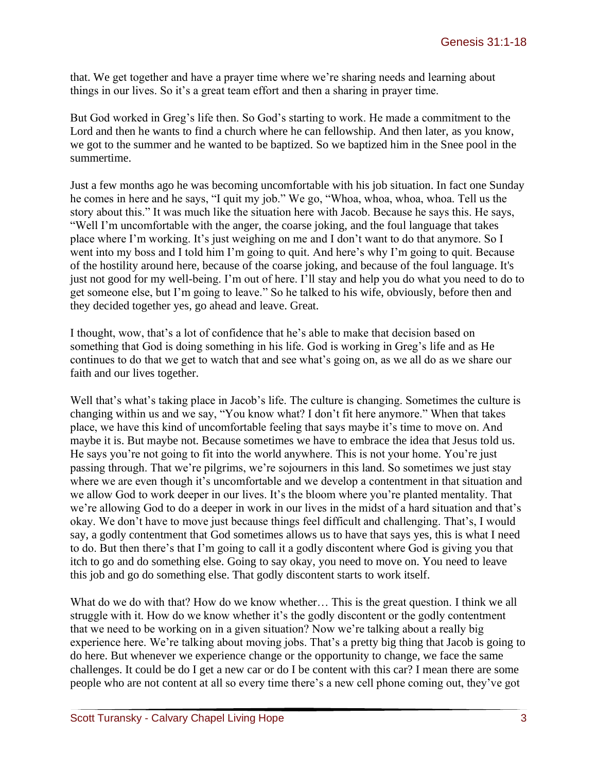that. We get together and have a prayer time where we're sharing needs and learning about things in our lives. So it's a great team effort and then a sharing in prayer time.

But God worked in Greg's life then. So God's starting to work. He made a commitment to the Lord and then he wants to find a church where he can fellowship. And then later, as you know, we got to the summer and he wanted to be baptized. So we baptized him in the Snee pool in the summertime.

Just a few months ago he was becoming uncomfortable with his job situation. In fact one Sunday he comes in here and he says, "I quit my job." We go, "Whoa, whoa, whoa, whoa. Tell us the story about this." It was much like the situation here with Jacob. Because he says this. He says, "Well I'm uncomfortable with the anger, the coarse joking, and the foul language that takes place where I'm working. It's just weighing on me and I don't want to do that anymore. So I went into my boss and I told him I'm going to quit. And here's why I'm going to quit. Because of the hostility around here, because of the coarse joking, and because of the foul language. It's just not good for my well-being. I'm out of here. I'll stay and help you do what you need to do to get someone else, but I'm going to leave." So he talked to his wife, obviously, before then and they decided together yes, go ahead and leave. Great.

I thought, wow, that's a lot of confidence that he's able to make that decision based on something that God is doing something in his life. God is working in Greg's life and as He continues to do that we get to watch that and see what's going on, as we all do as we share our faith and our lives together.

Well that's what's taking place in Jacob's life. The culture is changing. Sometimes the culture is changing within us and we say, "You know what? I don't fit here anymore." When that takes place, we have this kind of uncomfortable feeling that says maybe it's time to move on. And maybe it is. But maybe not. Because sometimes we have to embrace the idea that Jesus told us. He says you're not going to fit into the world anywhere. This is not your home. You're just passing through. That we're pilgrims, we're sojourners in this land. So sometimes we just stay where we are even though it's uncomfortable and we develop a contentment in that situation and we allow God to work deeper in our lives. It's the bloom where you're planted mentality. That we're allowing God to do a deeper in work in our lives in the midst of a hard situation and that's okay. We don't have to move just because things feel difficult and challenging. That's, I would say, a godly contentment that God sometimes allows us to have that says yes, this is what I need to do. But then there's that I'm going to call it a godly discontent where God is giving you that itch to go and do something else. Going to say okay, you need to move on. You need to leave this job and go do something else. That godly discontent starts to work itself.

What do we do with that? How do we know whether… This is the great question. I think we all struggle with it. How do we know whether it's the godly discontent or the godly contentment that we need to be working on in a given situation? Now we're talking about a really big experience here. We're talking about moving jobs. That's a pretty big thing that Jacob is going to do here. But whenever we experience change or the opportunity to change, we face the same challenges. It could be do I get a new car or do I be content with this car? I mean there are some people who are not content at all so every time there's a new cell phone coming out, they've got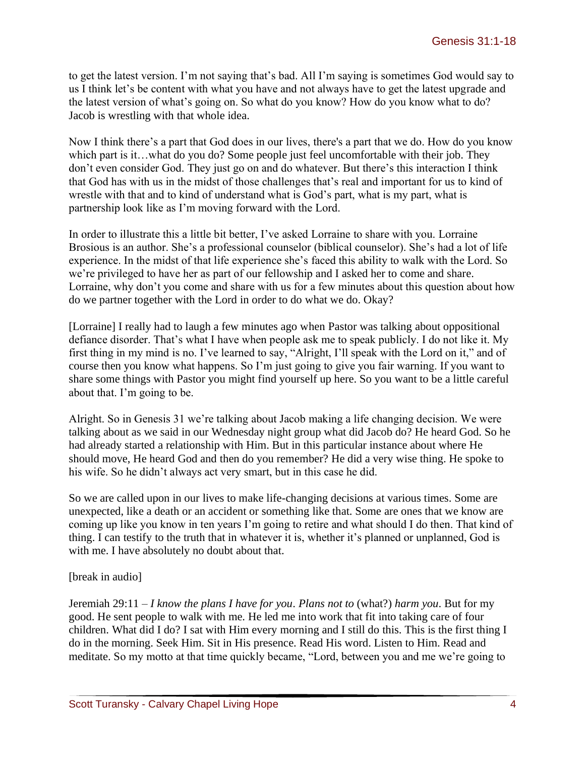to get the latest version. I'm not saying that's bad. All I'm saying is sometimes God would say to us I think let's be content with what you have and not always have to get the latest upgrade and the latest version of what's going on. So what do you know? How do you know what to do? Jacob is wrestling with that whole idea.

Now I think there's a part that God does in our lives, there's a part that we do. How do you know which part is it…what do you do? Some people just feel uncomfortable with their job. They don't even consider God. They just go on and do whatever. But there's this interaction I think that God has with us in the midst of those challenges that's real and important for us to kind of wrestle with that and to kind of understand what is God's part, what is my part, what is partnership look like as I'm moving forward with the Lord.

In order to illustrate this a little bit better, I've asked Lorraine to share with you. Lorraine Brosious is an author. She's a professional counselor (biblical counselor). She's had a lot of life experience. In the midst of that life experience she's faced this ability to walk with the Lord. So we're privileged to have her as part of our fellowship and I asked her to come and share. Lorraine, why don't you come and share with us for a few minutes about this question about how do we partner together with the Lord in order to do what we do. Okay?

[Lorraine] I really had to laugh a few minutes ago when Pastor was talking about oppositional defiance disorder. That's what I have when people ask me to speak publicly. I do not like it. My first thing in my mind is no. I've learned to say, "Alright, I'll speak with the Lord on it," and of course then you know what happens. So I'm just going to give you fair warning. If you want to share some things with Pastor you might find yourself up here. So you want to be a little careful about that. I'm going to be.

Alright. So in Genesis 31 we're talking about Jacob making a life changing decision. We were talking about as we said in our Wednesday night group what did Jacob do? He heard God. So he had already started a relationship with Him. But in this particular instance about where He should move, He heard God and then do you remember? He did a very wise thing. He spoke to his wife. So he didn't always act very smart, but in this case he did.

So we are called upon in our lives to make life-changing decisions at various times. Some are unexpected, like a death or an accident or something like that. Some are ones that we know are coming up like you know in ten years I'm going to retire and what should I do then. That kind of thing. I can testify to the truth that in whatever it is, whether it's planned or unplanned, God is with me. I have absolutely no doubt about that.

[break in audio]

Jeremiah 29:11 – *I know the plans I have for you*. *Plans not to* (what?) *harm you*. But for my good. He sent people to walk with me. He led me into work that fit into taking care of four children. What did I do? I sat with Him every morning and I still do this. This is the first thing I do in the morning. Seek Him. Sit in His presence. Read His word. Listen to Him. Read and meditate. So my motto at that time quickly became, "Lord, between you and me we're going to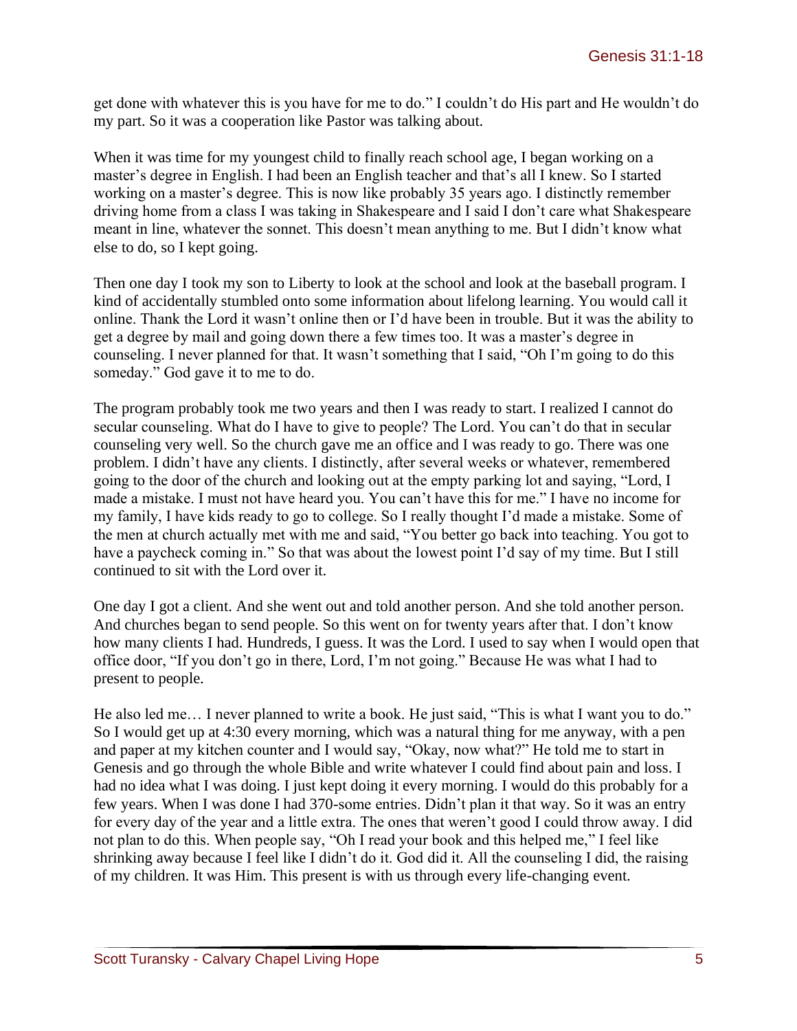get done with whatever this is you have for me to do." I couldn't do His part and He wouldn't do my part. So it was a cooperation like Pastor was talking about.

When it was time for my youngest child to finally reach school age, I began working on a master's degree in English. I had been an English teacher and that's all I knew. So I started working on a master's degree. This is now like probably 35 years ago. I distinctly remember driving home from a class I was taking in Shakespeare and I said I don't care what Shakespeare meant in line, whatever the sonnet. This doesn't mean anything to me. But I didn't know what else to do, so I kept going.

Then one day I took my son to Liberty to look at the school and look at the baseball program. I kind of accidentally stumbled onto some information about lifelong learning. You would call it online. Thank the Lord it wasn't online then or I'd have been in trouble. But it was the ability to get a degree by mail and going down there a few times too. It was a master's degree in counseling. I never planned for that. It wasn't something that I said, "Oh I'm going to do this someday." God gave it to me to do.

The program probably took me two years and then I was ready to start. I realized I cannot do secular counseling. What do I have to give to people? The Lord. You can't do that in secular counseling very well. So the church gave me an office and I was ready to go. There was one problem. I didn't have any clients. I distinctly, after several weeks or whatever, remembered going to the door of the church and looking out at the empty parking lot and saying, "Lord, I made a mistake. I must not have heard you. You can't have this for me." I have no income for my family, I have kids ready to go to college. So I really thought I'd made a mistake. Some of the men at church actually met with me and said, "You better go back into teaching. You got to have a paycheck coming in." So that was about the lowest point I'd say of my time. But I still continued to sit with the Lord over it.

One day I got a client. And she went out and told another person. And she told another person. And churches began to send people. So this went on for twenty years after that. I don't know how many clients I had. Hundreds, I guess. It was the Lord. I used to say when I would open that office door, "If you don't go in there, Lord, I'm not going." Because He was what I had to present to people.

He also led me… I never planned to write a book. He just said, "This is what I want you to do." So I would get up at 4:30 every morning, which was a natural thing for me anyway, with a pen and paper at my kitchen counter and I would say, "Okay, now what?" He told me to start in Genesis and go through the whole Bible and write whatever I could find about pain and loss. I had no idea what I was doing. I just kept doing it every morning. I would do this probably for a few years. When I was done I had 370-some entries. Didn't plan it that way. So it was an entry for every day of the year and a little extra. The ones that weren't good I could throw away. I did not plan to do this. When people say, "Oh I read your book and this helped me," I feel like shrinking away because I feel like I didn't do it. God did it. All the counseling I did, the raising of my children. It was Him. This present is with us through every life-changing event.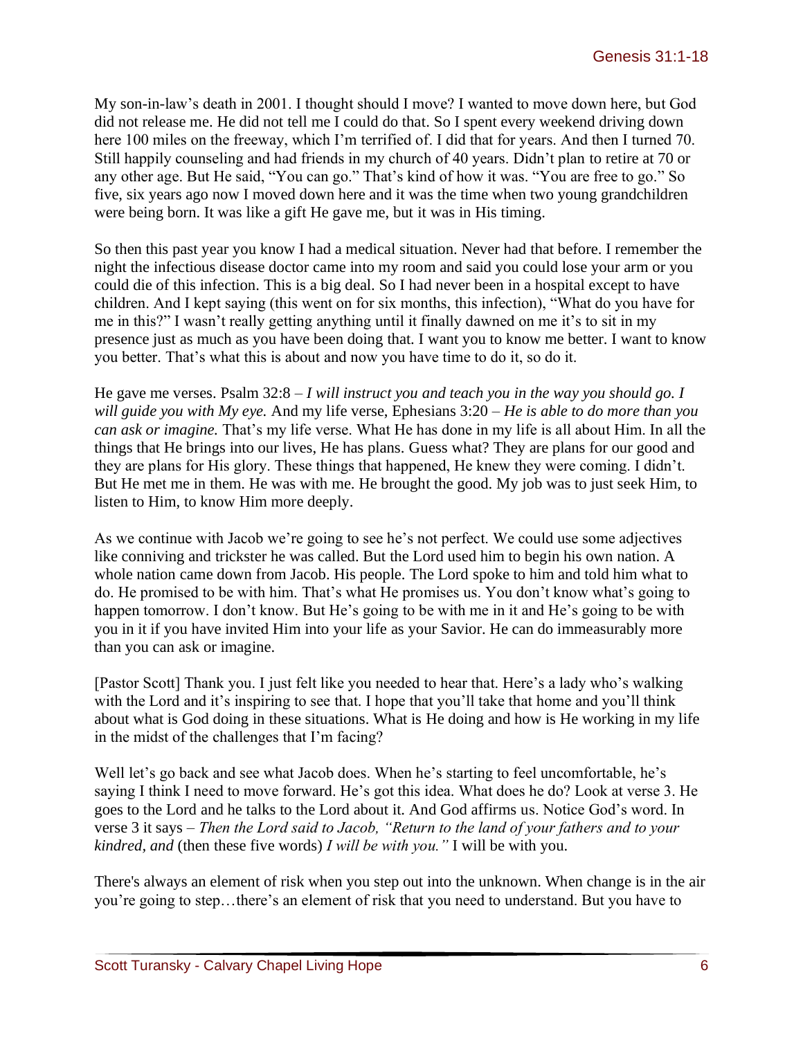My son-in-law's death in 2001. I thought should I move? I wanted to move down here, but God did not release me. He did not tell me I could do that. So I spent every weekend driving down here 100 miles on the freeway, which I'm terrified of. I did that for years. And then I turned 70. Still happily counseling and had friends in my church of 40 years. Didn't plan to retire at 70 or any other age. But He said, "You can go." That's kind of how it was. "You are free to go." So five, six years ago now I moved down here and it was the time when two young grandchildren were being born. It was like a gift He gave me, but it was in His timing.

So then this past year you know I had a medical situation. Never had that before. I remember the night the infectious disease doctor came into my room and said you could lose your arm or you could die of this infection. This is a big deal. So I had never been in a hospital except to have children. And I kept saying (this went on for six months, this infection), "What do you have for me in this?" I wasn't really getting anything until it finally dawned on me it's to sit in my presence just as much as you have been doing that. I want you to know me better. I want to know you better. That's what this is about and now you have time to do it, so do it.

He gave me verses. Psalm 32:8 – *I will instruct you and teach you in the way you should go. I will guide you with My eye.* And my life verse, Ephesians 3:20 – *He is able to do more than you can ask or imagine.* That's my life verse. What He has done in my life is all about Him. In all the things that He brings into our lives, He has plans. Guess what? They are plans for our good and they are plans for His glory. These things that happened, He knew they were coming. I didn't. But He met me in them. He was with me. He brought the good. My job was to just seek Him, to listen to Him, to know Him more deeply.

As we continue with Jacob we're going to see he's not perfect. We could use some adjectives like conniving and trickster he was called. But the Lord used him to begin his own nation. A whole nation came down from Jacob. His people. The Lord spoke to him and told him what to do. He promised to be with him. That's what He promises us. You don't know what's going to happen tomorrow. I don't know. But He's going to be with me in it and He's going to be with you in it if you have invited Him into your life as your Savior. He can do immeasurably more than you can ask or imagine.

[Pastor Scott] Thank you. I just felt like you needed to hear that. Here's a lady who's walking with the Lord and it's inspiring to see that. I hope that you'll take that home and you'll think about what is God doing in these situations. What is He doing and how is He working in my life in the midst of the challenges that I'm facing?

Well let's go back and see what Jacob does. When he's starting to feel uncomfortable, he's saying I think I need to move forward. He's got this idea. What does he do? Look at verse 3. He goes to the Lord and he talks to the Lord about it. And God affirms us. Notice God's word. In verse 3 it says – *Then the Lord said to Jacob, "Return to the land of your fathers and to your kindred, and* (then these five words) *I will be with you."* I will be with you.

There's always an element of risk when you step out into the unknown. When change is in the air you're going to step…there's an element of risk that you need to understand. But you have to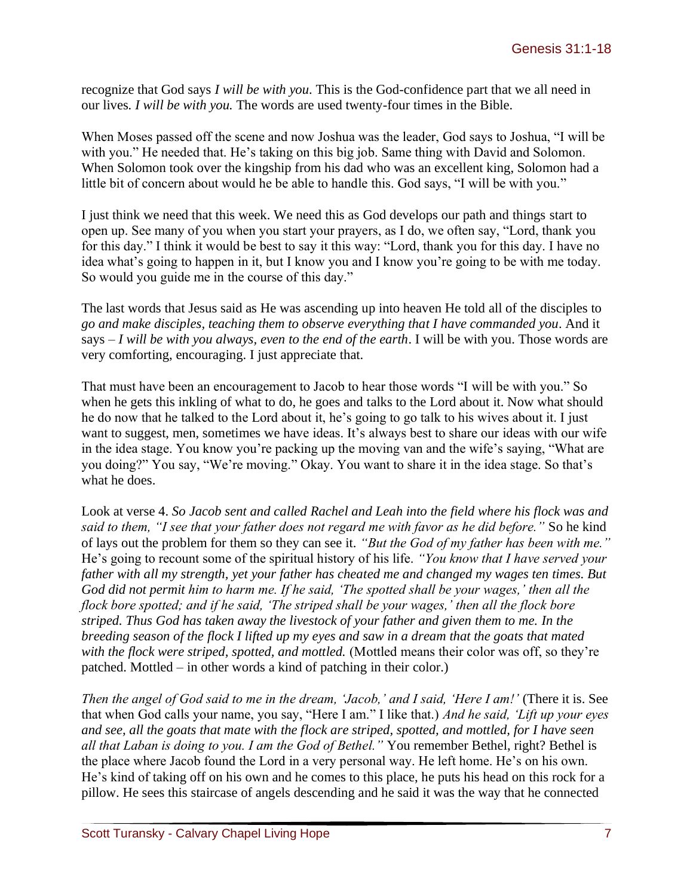recognize that God says *I will be with you.* This is the God-confidence part that we all need in our lives. *I will be with you.* The words are used twenty-four times in the Bible.

When Moses passed off the scene and now Joshua was the leader, God says to Joshua, "I will be with you." He needed that. He's taking on this big job. Same thing with David and Solomon. When Solomon took over the kingship from his dad who was an excellent king, Solomon had a little bit of concern about would he be able to handle this. God says, "I will be with you."

I just think we need that this week. We need this as God develops our path and things start to open up. See many of you when you start your prayers, as I do, we often say, "Lord, thank you for this day." I think it would be best to say it this way: "Lord, thank you for this day. I have no idea what's going to happen in it, but I know you and I know you're going to be with me today. So would you guide me in the course of this day."

The last words that Jesus said as He was ascending up into heaven He told all of the disciples to *go and make disciples, teaching them to observe everything that I have commanded you*. And it says – *I will be with you always, even to the end of the earth*. I will be with you. Those words are very comforting, encouraging. I just appreciate that.

That must have been an encouragement to Jacob to hear those words "I will be with you." So when he gets this inkling of what to do, he goes and talks to the Lord about it. Now what should he do now that he talked to the Lord about it, he's going to go talk to his wives about it. I just want to suggest, men, sometimes we have ideas. It's always best to share our ideas with our wife in the idea stage. You know you're packing up the moving van and the wife's saying, "What are you doing?" You say, "We're moving." Okay. You want to share it in the idea stage. So that's what he does.

Look at verse 4. *So Jacob sent and called Rachel and Leah into the field where his flock was and said to them, "I see that your father does not regard me with favor as he did before."* So he kind of lays out the problem for them so they can see it. *"But the God of my father has been with me."* He's going to recount some of the spiritual history of his life. *"You know that I have served your father with all my strength, yet your father has cheated me and changed my wages ten times. But God did not permit him to harm me. If he said, 'The spotted shall be your wages,' then all the flock bore spotted; and if he said, 'The striped shall be your wages,' then all the flock bore striped. Thus God has taken away the livestock of your father and given them to me. In the breeding season of the flock I lifted up my eyes and saw in a dream that the goats that mated with the flock were striped, spotted, and mottled.* (Mottled means their color was off, so they're patched. Mottled – in other words a kind of patching in their color.)

*Then the angel of God said to me in the dream, 'Jacob,' and I said, 'Here I am!'* (There it is. See that when God calls your name, you say, "Here I am." I like that.) *And he said, 'Lift up your eyes and see, all the goats that mate with the flock are striped, spotted, and mottled, for I have seen all that Laban is doing to you. I am the God of Bethel."* You remember Bethel, right? Bethel is the place where Jacob found the Lord in a very personal way. He left home. He's on his own. He's kind of taking off on his own and he comes to this place, he puts his head on this rock for a pillow. He sees this staircase of angels descending and he said it was the way that he connected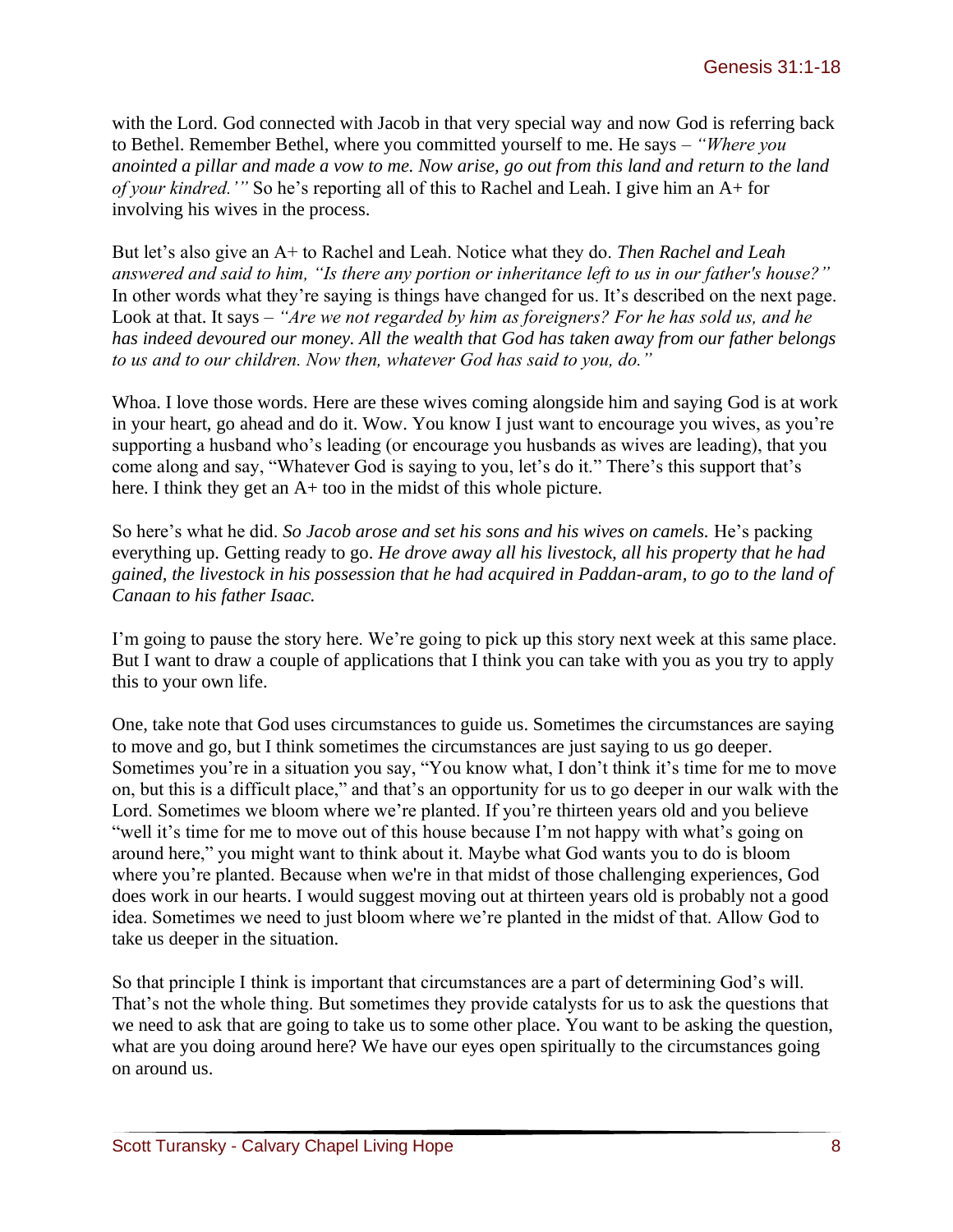with the Lord. God connected with Jacob in that very special way and now God is referring back to Bethel. Remember Bethel, where you committed yourself to me. He says – *"Where you anointed a pillar and made a vow to me. Now arise, go out from this land and return to the land of your kindred.'"* So he's reporting all of this to Rachel and Leah. I give him an A+ for involving his wives in the process.

But let's also give an A+ to Rachel and Leah. Notice what they do. *Then Rachel and Leah answered and said to him, "Is there any portion or inheritance left to us in our father's house?"* In other words what they're saying is things have changed for us. It's described on the next page. Look at that. It says – *"Are we not regarded by him as foreigners? For he has sold us, and he has indeed devoured our money. All the wealth that God has taken away from our father belongs to us and to our children. Now then, whatever God has said to you, do."*

Whoa. I love those words. Here are these wives coming alongside him and saying God is at work in your heart, go ahead and do it. Wow. You know I just want to encourage you wives, as you're supporting a husband who's leading (or encourage you husbands as wives are leading), that you come along and say, "Whatever God is saying to you, let's do it." There's this support that's here. I think they get an A+ too in the midst of this whole picture.

So here's what he did. *So Jacob arose and set his sons and his wives on camels.* He's packing everything up. Getting ready to go. *He drove away all his livestock, all his property that he had gained, the livestock in his possession that he had acquired in Paddan-aram, to go to the land of Canaan to his father Isaac.*

I'm going to pause the story here. We're going to pick up this story next week at this same place. But I want to draw a couple of applications that I think you can take with you as you try to apply this to your own life.

One, take note that God uses circumstances to guide us. Sometimes the circumstances are saying to move and go, but I think sometimes the circumstances are just saying to us go deeper. Sometimes you're in a situation you say, "You know what, I don't think it's time for me to move on, but this is a difficult place," and that's an opportunity for us to go deeper in our walk with the Lord. Sometimes we bloom where we're planted. If you're thirteen years old and you believe "well it's time for me to move out of this house because I'm not happy with what's going on around here," you might want to think about it. Maybe what God wants you to do is bloom where you're planted. Because when we're in that midst of those challenging experiences, God does work in our hearts. I would suggest moving out at thirteen years old is probably not a good idea. Sometimes we need to just bloom where we're planted in the midst of that. Allow God to take us deeper in the situation.

So that principle I think is important that circumstances are a part of determining God's will. That's not the whole thing. But sometimes they provide catalysts for us to ask the questions that we need to ask that are going to take us to some other place. You want to be asking the question, what are you doing around here? We have our eyes open spiritually to the circumstances going on around us.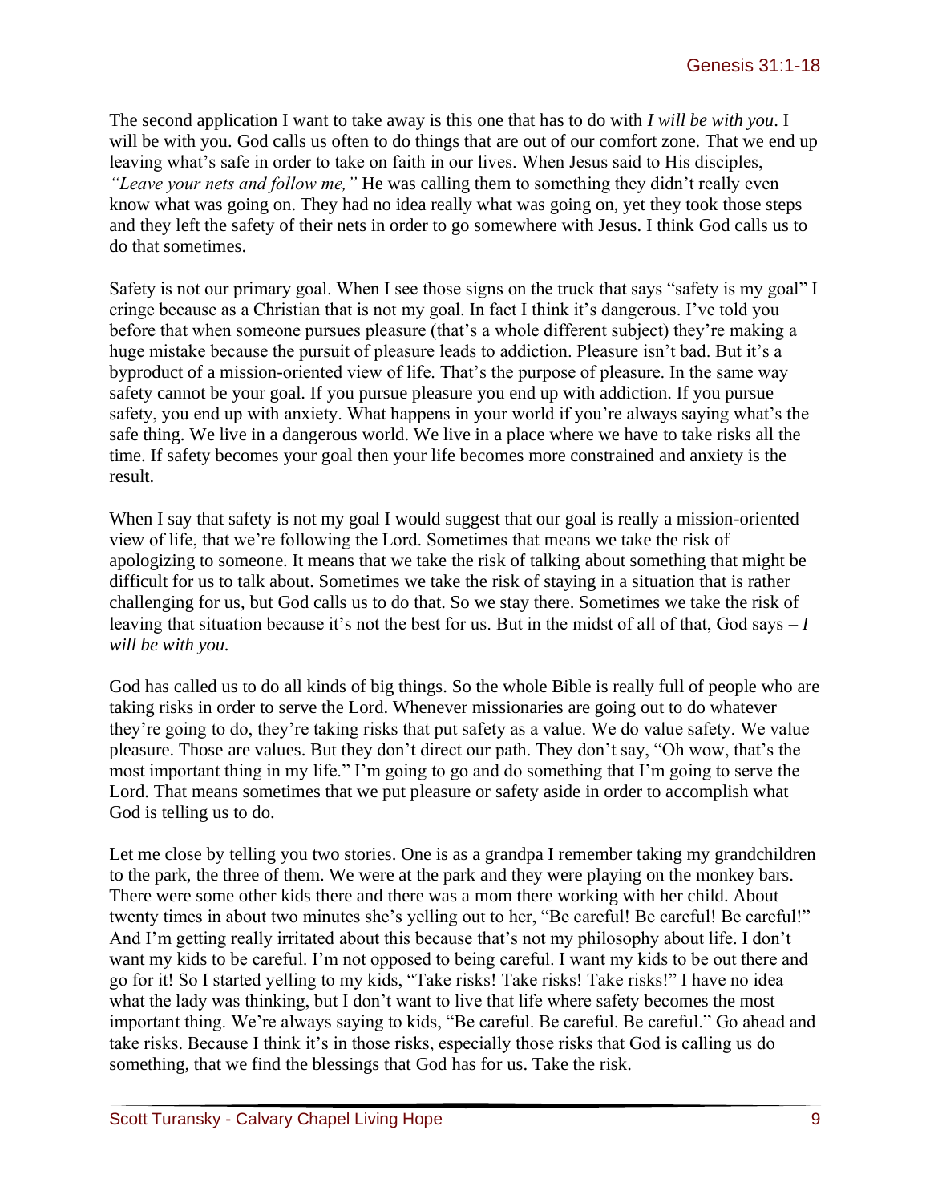The second application I want to take away is this one that has to do with *I will be with you*. I will be with you. God calls us often to do things that are out of our comfort zone. That we end up leaving what's safe in order to take on faith in our lives. When Jesus said to His disciples, *"Leave your nets and follow me,"* He was calling them to something they didn't really even know what was going on. They had no idea really what was going on, yet they took those steps and they left the safety of their nets in order to go somewhere with Jesus. I think God calls us to do that sometimes.

Safety is not our primary goal. When I see those signs on the truck that says "safety is my goal" I cringe because as a Christian that is not my goal. In fact I think it's dangerous. I've told you before that when someone pursues pleasure (that's a whole different subject) they're making a huge mistake because the pursuit of pleasure leads to addiction. Pleasure isn't bad. But it's a byproduct of a mission-oriented view of life. That's the purpose of pleasure. In the same way safety cannot be your goal. If you pursue pleasure you end up with addiction. If you pursue safety, you end up with anxiety. What happens in your world if you're always saying what's the safe thing. We live in a dangerous world. We live in a place where we have to take risks all the time. If safety becomes your goal then your life becomes more constrained and anxiety is the result.

When I say that safety is not my goal I would suggest that our goal is really a mission-oriented view of life, that we're following the Lord. Sometimes that means we take the risk of apologizing to someone. It means that we take the risk of talking about something that might be difficult for us to talk about. Sometimes we take the risk of staying in a situation that is rather challenging for us, but God calls us to do that. So we stay there. Sometimes we take the risk of leaving that situation because it's not the best for us. But in the midst of all of that, God says – *I will be with you.*

God has called us to do all kinds of big things. So the whole Bible is really full of people who are taking risks in order to serve the Lord. Whenever missionaries are going out to do whatever they're going to do, they're taking risks that put safety as a value. We do value safety. We value pleasure. Those are values. But they don't direct our path. They don't say, "Oh wow, that's the most important thing in my life." I'm going to go and do something that I'm going to serve the Lord. That means sometimes that we put pleasure or safety aside in order to accomplish what God is telling us to do.

Let me close by telling you two stories. One is as a grandpa I remember taking my grandchildren to the park, the three of them. We were at the park and they were playing on the monkey bars. There were some other kids there and there was a mom there working with her child. About twenty times in about two minutes she's yelling out to her, "Be careful! Be careful! Be careful!" And I'm getting really irritated about this because that's not my philosophy about life. I don't want my kids to be careful. I'm not opposed to being careful. I want my kids to be out there and go for it! So I started yelling to my kids, "Take risks! Take risks! Take risks!" I have no idea what the lady was thinking, but I don't want to live that life where safety becomes the most important thing. We're always saying to kids, "Be careful. Be careful. Be careful." Go ahead and take risks. Because I think it's in those risks, especially those risks that God is calling us do something, that we find the blessings that God has for us. Take the risk.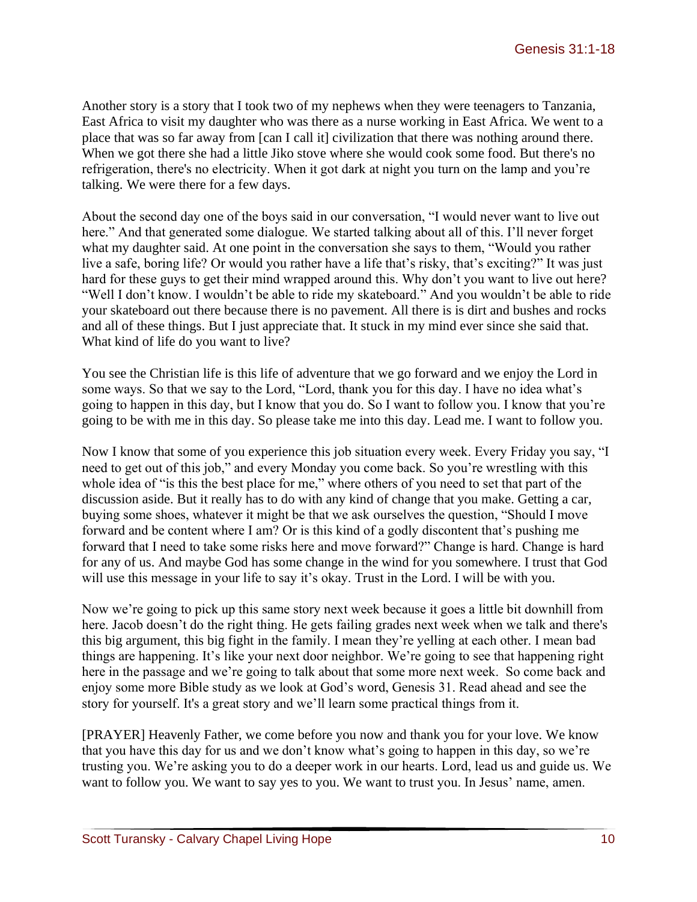Another story is a story that I took two of my nephews when they were teenagers to Tanzania, East Africa to visit my daughter who was there as a nurse working in East Africa. We went to a place that was so far away from [can I call it] civilization that there was nothing around there. When we got there she had a little Jiko stove where she would cook some food. But there's no refrigeration, there's no electricity. When it got dark at night you turn on the lamp and you're talking. We were there for a few days.

About the second day one of the boys said in our conversation, "I would never want to live out here." And that generated some dialogue. We started talking about all of this. I'll never forget what my daughter said. At one point in the conversation she says to them, "Would you rather live a safe, boring life? Or would you rather have a life that's risky, that's exciting?" It was just hard for these guys to get their mind wrapped around this. Why don't you want to live out here? "Well I don't know. I wouldn't be able to ride my skateboard." And you wouldn't be able to ride your skateboard out there because there is no pavement. All there is is dirt and bushes and rocks and all of these things. But I just appreciate that. It stuck in my mind ever since she said that. What kind of life do you want to live?

You see the Christian life is this life of adventure that we go forward and we enjoy the Lord in some ways. So that we say to the Lord, "Lord, thank you for this day. I have no idea what's going to happen in this day, but I know that you do. So I want to follow you. I know that you're going to be with me in this day. So please take me into this day. Lead me. I want to follow you.

Now I know that some of you experience this job situation every week. Every Friday you say, "I need to get out of this job," and every Monday you come back. So you're wrestling with this whole idea of "is this the best place for me," where others of you need to set that part of the discussion aside. But it really has to do with any kind of change that you make. Getting a car, buying some shoes, whatever it might be that we ask ourselves the question, "Should I move forward and be content where I am? Or is this kind of a godly discontent that's pushing me forward that I need to take some risks here and move forward?" Change is hard. Change is hard for any of us. And maybe God has some change in the wind for you somewhere. I trust that God will use this message in your life to say it's okay. Trust in the Lord. I will be with you.

Now we're going to pick up this same story next week because it goes a little bit downhill from here. Jacob doesn't do the right thing. He gets failing grades next week when we talk and there's this big argument, this big fight in the family. I mean they're yelling at each other. I mean bad things are happening. It's like your next door neighbor. We're going to see that happening right here in the passage and we're going to talk about that some more next week. So come back and enjoy some more Bible study as we look at God's word, Genesis 31. Read ahead and see the story for yourself. It's a great story and we'll learn some practical things from it.

[PRAYER] Heavenly Father, we come before you now and thank you for your love. We know that you have this day for us and we don't know what's going to happen in this day, so we're trusting you. We're asking you to do a deeper work in our hearts. Lord, lead us and guide us. We want to follow you. We want to say yes to you. We want to trust you. In Jesus' name, amen.